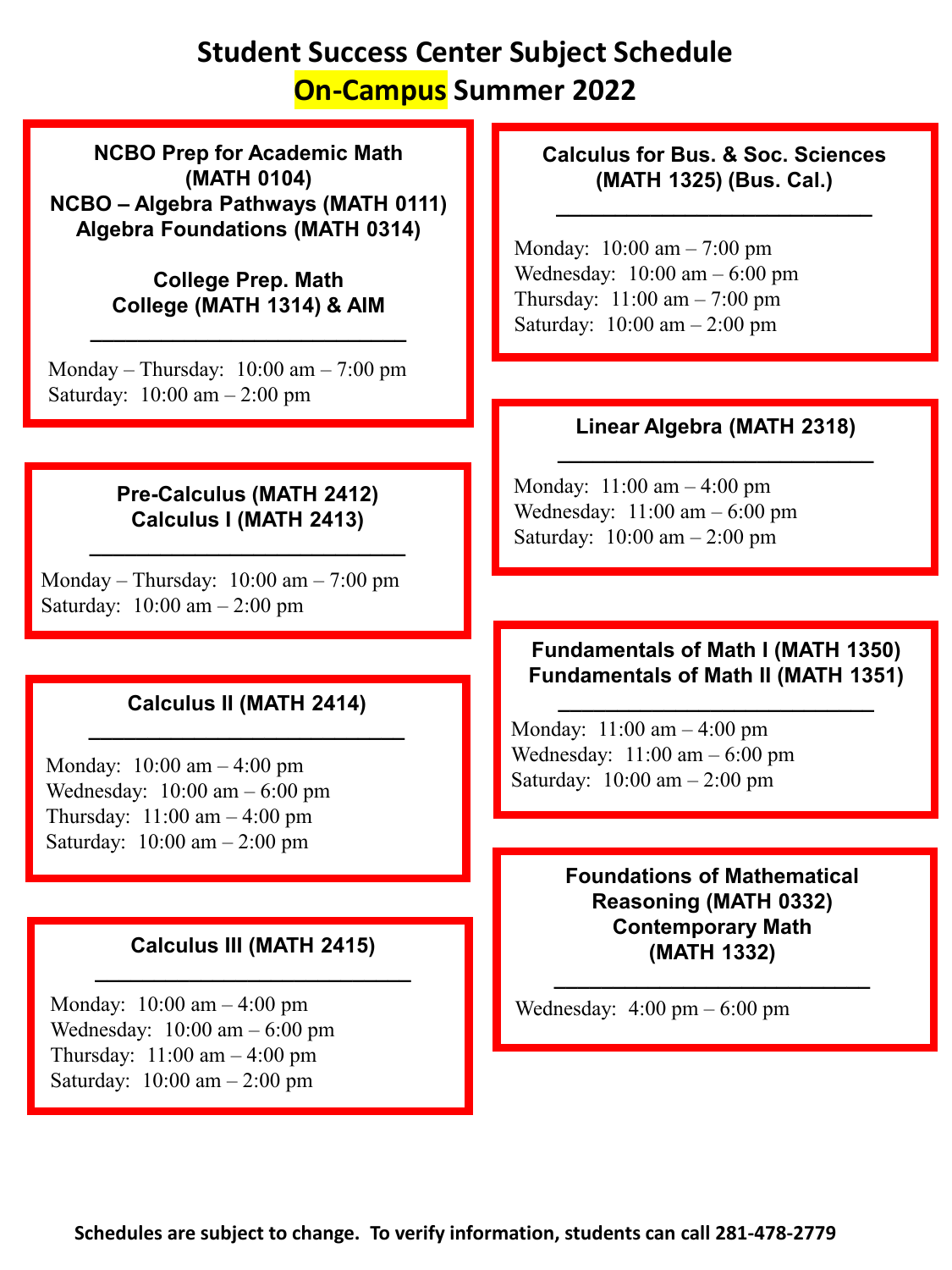# Student Success Center Subject Schedule
# On-Campus Summer 2022

**NCBO Prep for Academic Math (MATH 0104)**
**NCBO – Algebra Pathways (MATH 0111)**
**Algebra Foundations (MATH 0314)**

**College Prep. Math**
**College (MATH 1314) & AIM**

Monday – Thursday: 10:00 am – 7:00 pm
Saturday: 10:00 am – 2:00 pm

**Pre-Calculus (MATH 2412)**
**Calculus I (MATH 2413)**

Monday – Thursday: 10:00 am – 7:00 pm
Saturday: 10:00 am – 2:00 pm

**Calculus II (MATH 2414)**

Monday: 10:00 am – 4:00 pm
Wednesday: 10:00 am – 6:00 pm
Thursday: 11:00 am – 4:00 pm
Saturday: 10:00 am – 2:00 pm

**Calculus III (MATH 2415)**

Monday: 10:00 am – 4:00 pm
Wednesday: 10:00 am – 6:00 pm
Thursday: 11:00 am – 4:00 pm
Saturday: 10:00 am – 2:00 pm

**Calculus for Bus. & Soc. Sciences (MATH 1325) (Bus. Cal.)**

Monday: 10:00 am – 7:00 pm
Wednesday: 10:00 am – 6:00 pm
Thursday: 11:00 am – 7:00 pm
Saturday: 10:00 am – 2:00 pm

**Linear Algebra (MATH 2318)**

Monday: 11:00 am – 4:00 pm
Wednesday: 11:00 am – 6:00 pm
Saturday: 10:00 am – 2:00 pm

**Fundamentals of Math I (MATH 1350)**
**Fundamentals of Math II (MATH 1351)**

Monday: 11:00 am – 4:00 pm
Wednesday: 11:00 am – 6:00 pm
Saturday: 10:00 am – 2:00 pm

**Foundations of Mathematical Reasoning (MATH 0332)**
**Contemporary Math (MATH 1332)**

Wednesday: 4:00 pm – 6:00 pm

**Schedules are subject to change. To verify information, students can call 281-478-2779**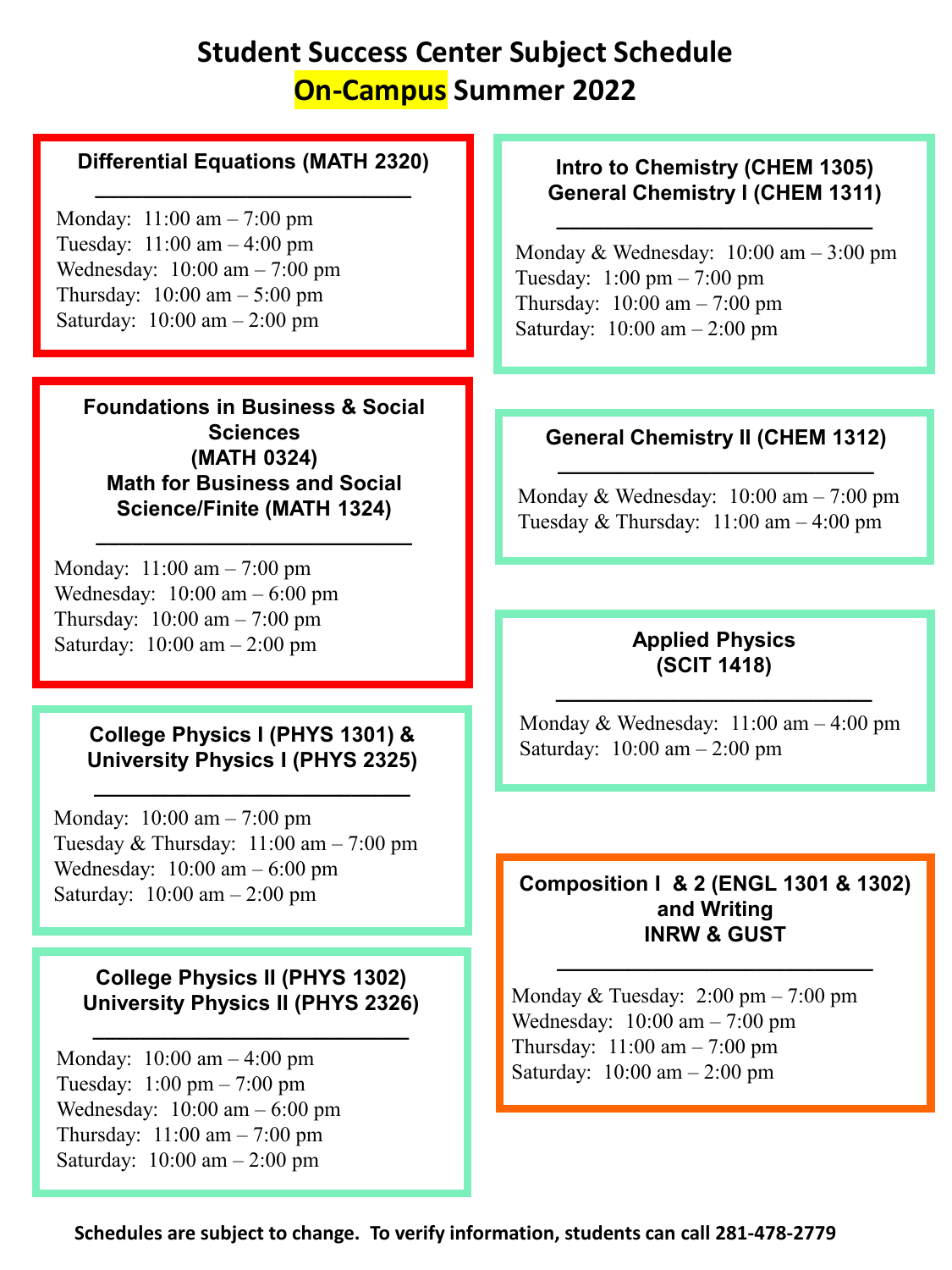# Student Success Center Subject Schedule
# On-Campus Summer 2022

### Differential Equations (MATH 2320)

Monday: 11:00 am – 7:00 pm
Tuesday: 11:00 am – 4:00 pm
Wednesday: 10:00 am – 7:00 pm
Thursday: 10:00 am – 5:00 pm
Saturday: 10:00 am – 2:00 pm

### Foundations in Business & Social Sciences (MATH 0324)
### Math for Business and Social Science/Finite (MATH 1324)

Monday: 11:00 am – 7:00 pm
Wednesday: 10:00 am – 6:00 pm
Thursday: 10:00 am – 7:00 pm
Saturday: 10:00 am – 2:00 pm

### College Physics I (PHYS 1301) & University Physics I (PHYS 2325)

Monday: 10:00 am – 7:00 pm
Tuesday & Thursday: 11:00 am – 7:00 pm
Wednesday: 10:00 am – 6:00 pm
Saturday: 10:00 am – 2:00 pm

### College Physics II (PHYS 1302)
### University Physics II (PHYS 2326)

Monday: 10:00 am – 4:00 pm
Tuesday: 1:00 pm – 7:00 pm
Wednesday: 10:00 am – 6:00 pm
Thursday: 11:00 am – 7:00 pm
Saturday: 10:00 am – 2:00 pm

### Intro to Chemistry (CHEM 1305)
### General Chemistry I (CHEM 1311)

Monday & Wednesday: 10:00 am – 3:00 pm
Tuesday: 1:00 pm – 7:00 pm
Thursday: 10:00 am – 7:00 pm
Saturday: 10:00 am – 2:00 pm

### General Chemistry II (CHEM 1312)

Monday & Wednesday: 10:00 am – 7:00 pm
Tuesday & Thursday: 11:00 am – 4:00 pm

### Applied Physics (SCIT 1418)

Monday & Wednesday: 11:00 am – 4:00 pm
Saturday: 10:00 am – 2:00 pm

### Composition I & 2 (ENGL 1301 & 1302) and Writing INRW & GUST

Monday & Tuesday: 2:00 pm – 7:00 pm
Wednesday: 10:00 am – 7:00 pm
Thursday: 11:00 am – 7:00 pm
Saturday: 10:00 am – 2:00 pm

**Schedules are subject to change. To verify information, students can call 281-478-2779**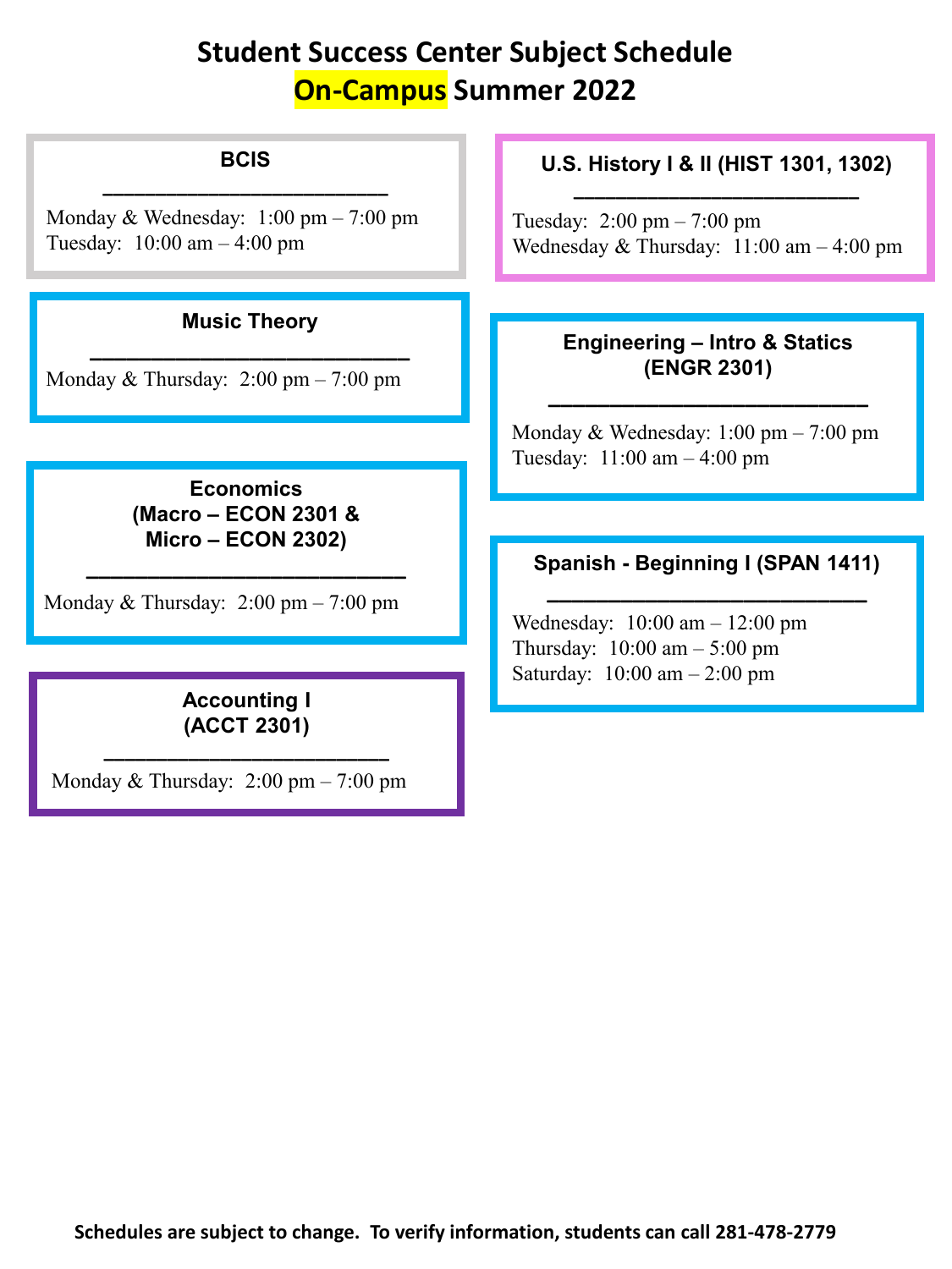# Student Success Center Subject Schedule
# On-Campus Summer 2022

### BCIS

Monday & Wednesday: 1:00 pm – 7:00 pm
Tuesday: 10:00 am – 4:00 pm

### Music Theory

Monday & Thursday: 2:00 pm – 7:00 pm

### Economics (Macro – ECON 2301 & Micro – ECON 2302)

Monday & Thursday: 2:00 pm – 7:00 pm

### Accounting I (ACCT 2301)

Monday & Thursday: 2:00 pm – 7:00 pm

### U.S. History I & II (HIST 1301, 1302)

Tuesday: 2:00 pm – 7:00 pm
Wednesday & Thursday: 11:00 am – 4:00 pm

### Engineering – Intro & Statics (ENGR 2301)

Monday & Wednesday: 1:00 pm – 7:00 pm
Tuesday: 11:00 am – 4:00 pm

### Spanish - Beginning I (SPAN 1411)

Wednesday: 10:00 am – 12:00 pm
Thursday: 10:00 am – 5:00 pm
Saturday: 10:00 am – 2:00 pm

**Schedules are subject to change. To verify information, students can call 281-478-2779**